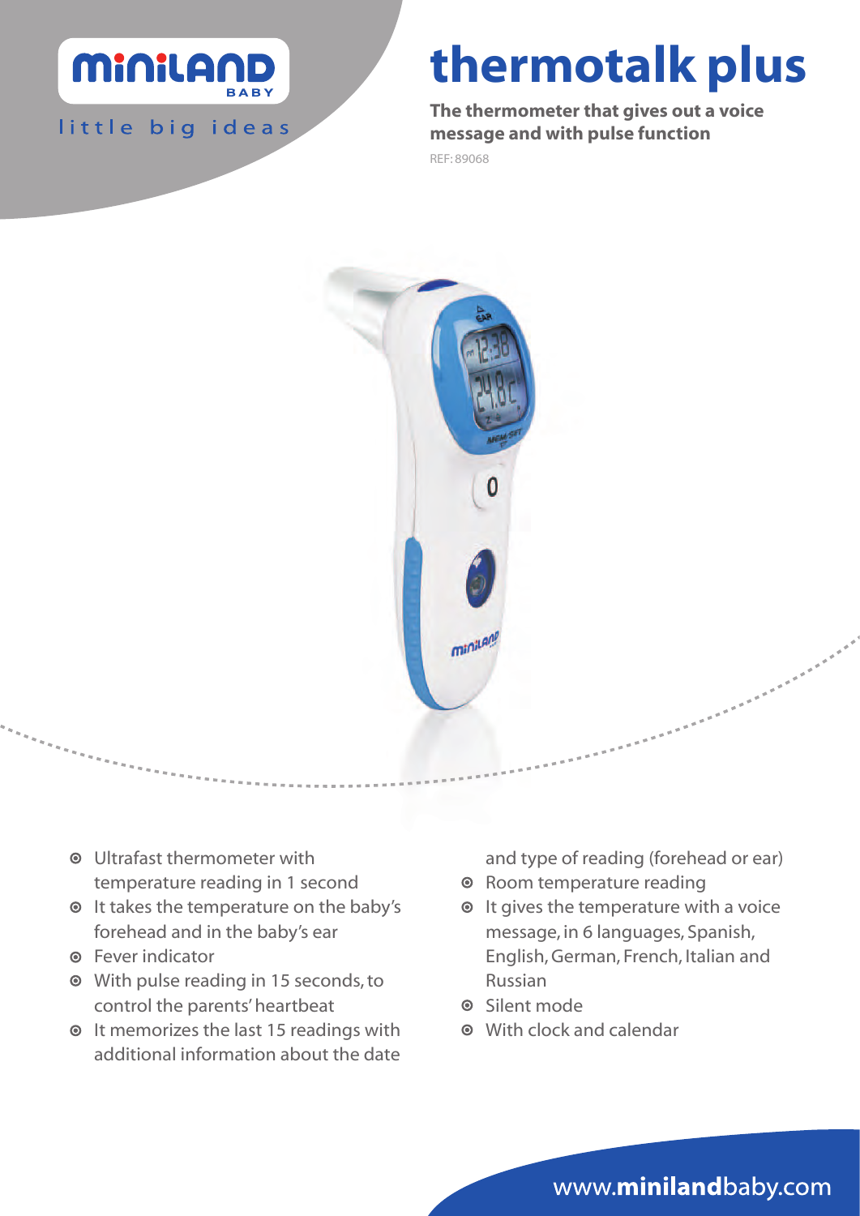miniland BABY

little big ideas

# thermotalk plus

**The thermometer that gives out a voice message and with pulse function**

REF: 89068

- Ultrafast thermometer with temperature reading in 1 second
- It takes the temperature on the baby's forehead and in the baby's ear
- Fever indicator
- With pulse reading in 15 seconds, to control the parents' heartbeat
- It memorizes the last 15 readings with additional information about the date and type of reading (forehead or ear)
- Room temperature reading
- It gives the temperature with a voice message, in 6 languages, Spanish, English, German, French, Italian and Russian
- Silent mode
- With clock and calendar

www.**miniland**baby.com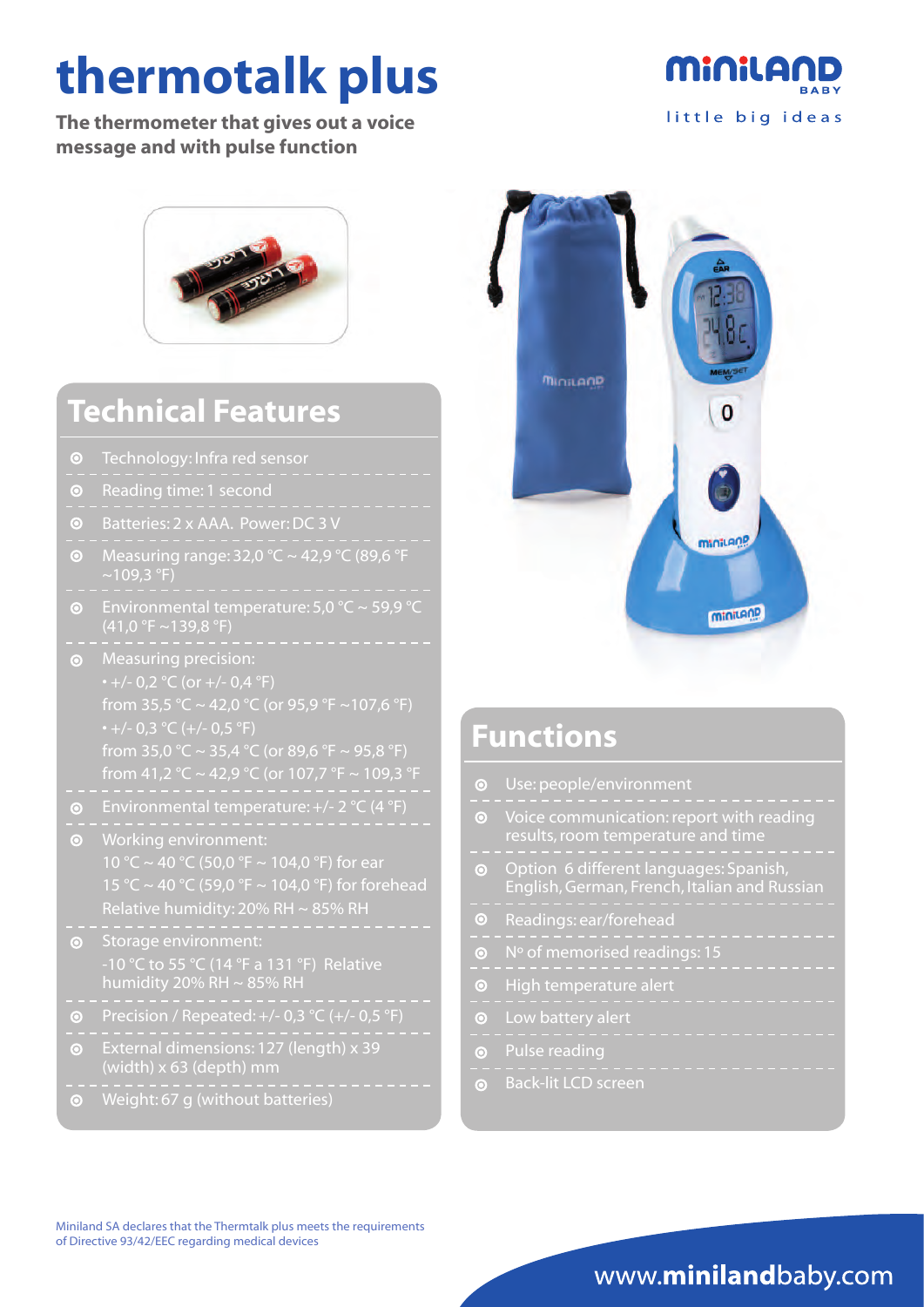# thermotalk plus

**The thermometer that gives out a voice message and with pulse function**

miniland BABY

little big ideas

## Technical Features

- Technology: Infra red sensor
- Reading time: 1 second
- Batteries: 2 x AAA. Power: DC 3 V
- Measuring range: 32,0 °C ~ 42,9 °C (89,6 °F ~109,3 °F)
- Environmental temperature: 5,0 °C ~ 59,9 °C (41,0 °F ~139,8 °F)
- Measuring precision:
  - +/- 0,2 °C (or +/- 0,4 °F) from 35,5 °C ~ 42,0 °C (or 95,9 °F ~107,6 °F)
  - +/- 0,3 °C (+/- 0,5 °F) from 35,0 °C ~ 35,4 °C (or 89,6 °F ~ 95,8 °F) from 41,2 °C ~ 42,9 °C (or 107,7 °F ~ 109,3 °F
- Environmental temperature: +/- 2 °C (4 °F)
- Working environment: 10 °C ~ 40 °C (50,0 °F ~ 104,0 °F) for ear 15 °C ~ 40 °C (59,0 °F ~ 104,0 °F) for forehead Relative humidity: 20% RH ~ 85% RH
- Storage environment: -10 °C to 55 °C (14 °F a 131 °F) Relative humidity 20% RH ~ 85% RH
- Precision / Repeated: +/- 0,3 °C (+/- 0,5 °F)
- External dimensions: 127 (length) x 39 (width) x 63 (depth) mm
- Weight: 67 g (without batteries)

## Functions

- Use: people/environment
- Voice communication: report with reading results, room temperature and time
- Option 6 different languages: Spanish, English, German, French, Italian and Russian
- Readings: ear/forehead
- Nº of memorised readings: 15
- High temperature alert
- Low battery alert
- Pulse reading
- Back-lit LCD screen

Miniland SA declares that the Thermtalk plus meets the requirements of Directive 93/42/EEC regarding medical devices

www.**miniland**baby.com